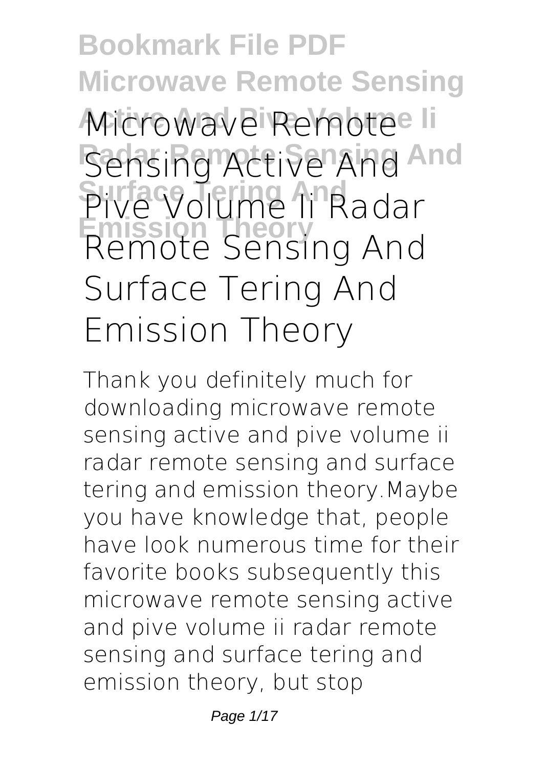# Bookmark File PDF Microwave Remote Sensing Active And Pive Volume Ii Radar Remote Sensing And Surface Tering And Emission Theory

# Microwave Remote Sensing Active And Pive Volume Ii Radar Remote Sensing And Surface Tering And Emission Theory

Thank you definitely much for downloading **microwave remote sensing active and pive volume ii radar remote sensing and surface tering and emission theory**.Maybe you have knowledge that, people have look numerous time for their favorite books subsequently this microwave remote sensing active and pive volume ii radar remote sensing and surface tering and emission theory, but stop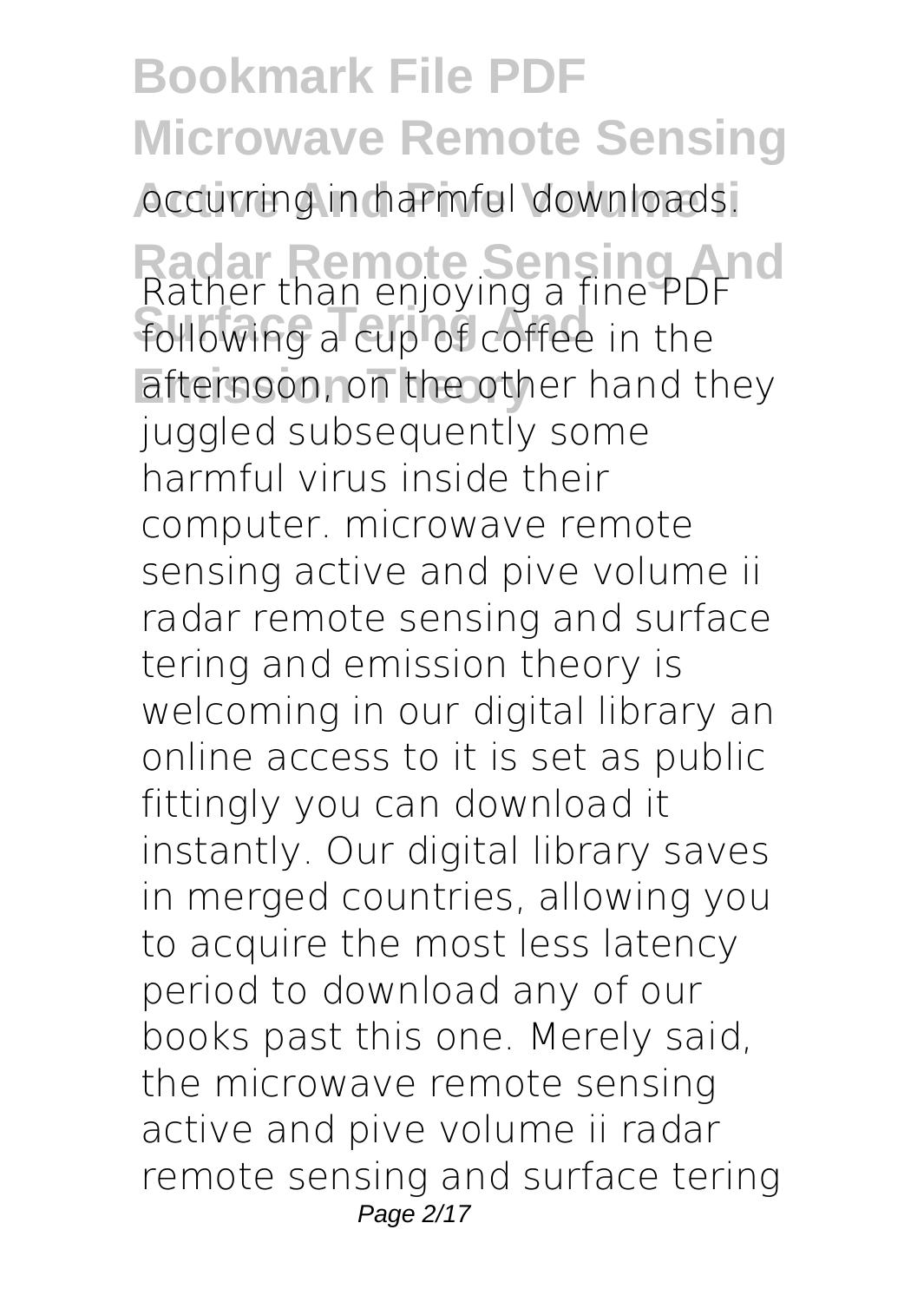occurring in harmful downloads. Rather than enjoying a fine PDF following a cup of coffee in the afternoon, on the other hand they juggled subsequently some harmful virus inside their computer. microwave remote sensing active and pive volume ii radar remote sensing and surface tering and emission theory is welcoming in our digital library an online access to it is set as public fittingly you can download it instantly. Our digital library saves in merged countries, allowing you to acquire the most less latency period to download any of our books past this one. Merely said, the microwave remote sensing active and pive volume ii radar remote sensing and surface tering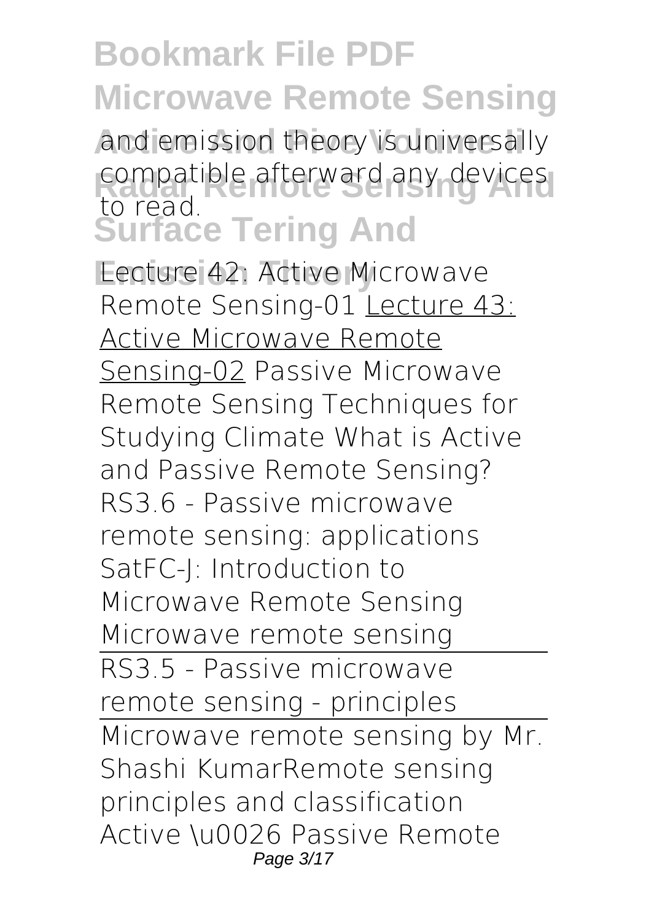and emission theory is universally compatible afterward any devices to read.

Lecture 42: Active Microwave Remote Sensing-01 Lecture 43: Active Microwave Remote Sensing-02 Passive Microwave Remote Sensing Techniques for Studying Climate What is Active and Passive Remote Sensing? RS3.6 - Passive microwave remote sensing: applications SatFC-J: Introduction to Microwave Remote Sensing Microwave remote sensing

RS3.5 - Passive microwave remote sensing - principles

Microwave remote sensing by Mr. Shashi KumarRemote sensing principles and classification Active \u0026 Passive Remote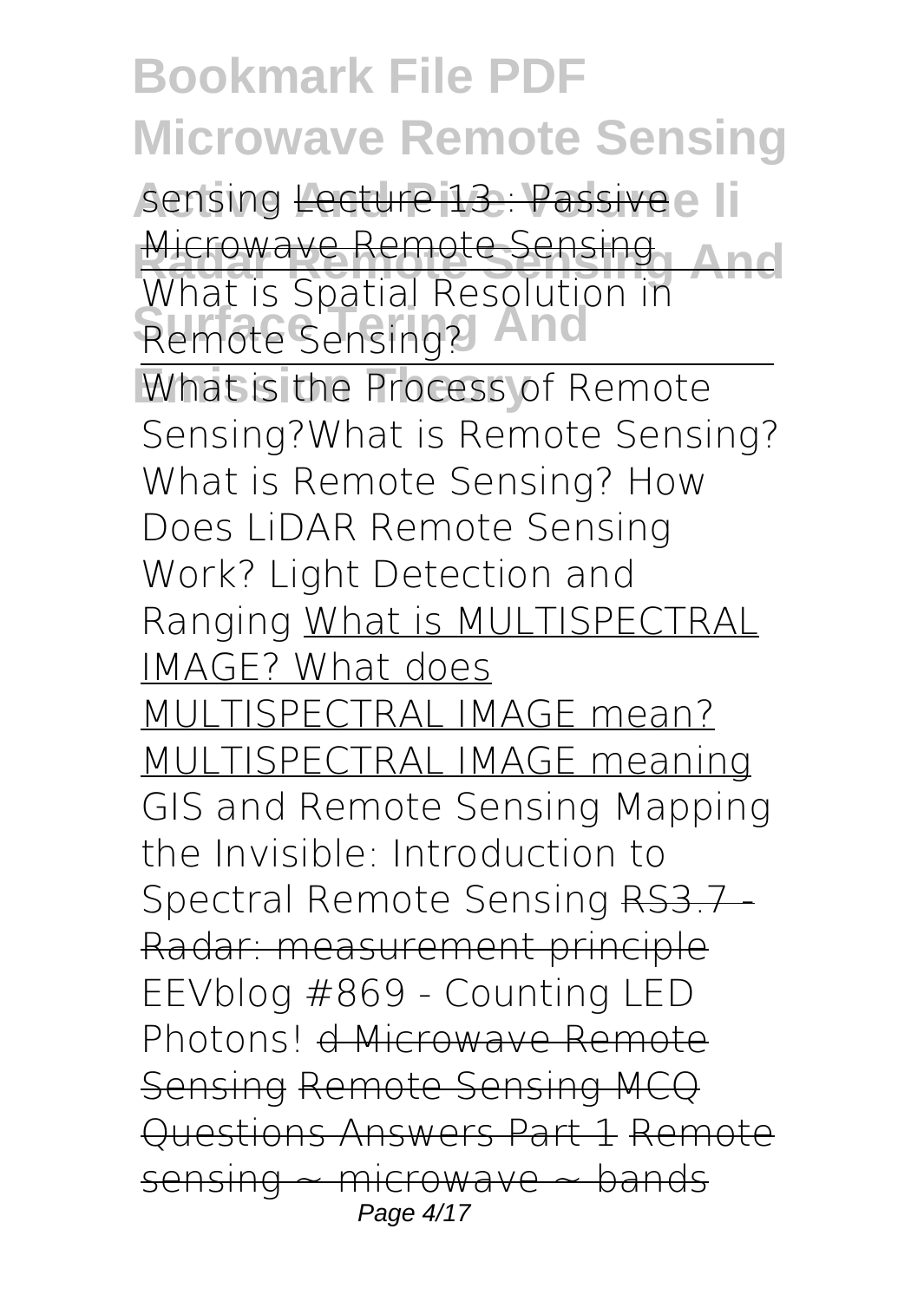sensing ~~Lecture 13 : Passive Microwave Remote Sensing~~ What is Spatial Resolution in Remote Sensing?

What is the Process of Remote Sensing? What is Remote Sensing? What is Remote Sensing? How Does LiDAR Remote Sensing Work? Light Detection and Ranging What is MULTISPECTRAL IMAGE? What does MULTISPECTRAL IMAGE mean? MULTISPECTRAL IMAGE meaning GIS and Remote Sensing Mapping the Invisible: Introduction to Spectral Remote Sensing ~~RS3.7 - Radar: measurement principle~~ EEVblog #869 - Counting LED Photons! ~~d Microwave Remote Sensing~~ ~~Remote Sensing MCQ Questions Answers Part 1~~ ~~Remote sensing ~ microwave ~ bands~~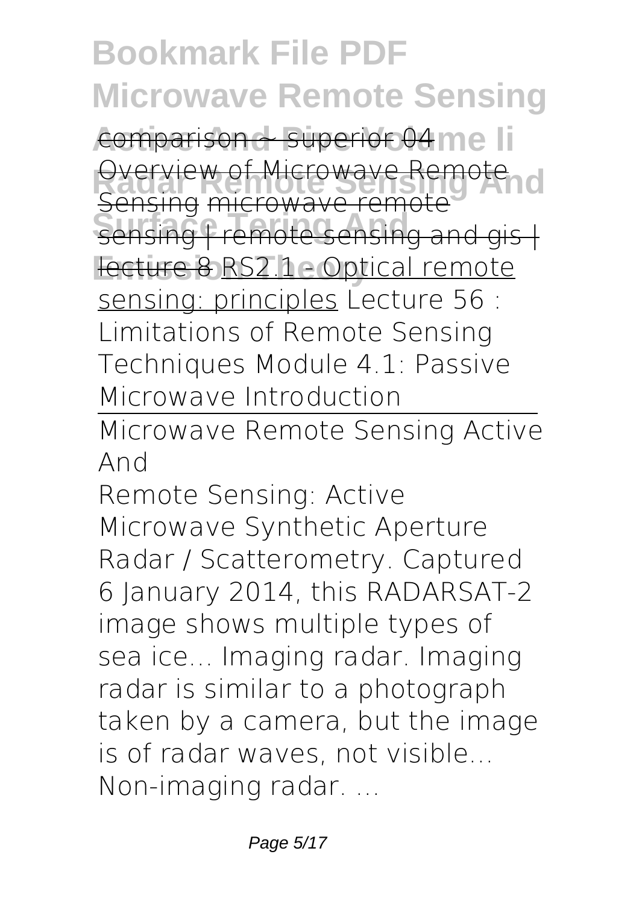comparison ~ superior 04 Overview of Microwave Remote Sensing microwave remote sensing | remote sensing and gis | lecture 8 RS2.1 - Optical remote sensing: principles Lecture 56 : Limitations of Remote Sensing Techniques Module 4.1: Passive Microwave Introduction

## Microwave Remote Sensing Active And

Remote Sensing: Active Microwave Synthetic Aperture Radar / Scatterometry. Captured 6 January 2014, this RADARSAT-2 image shows multiple types of sea ice... Imaging radar. Imaging radar is similar to a photograph taken by a camera, but the image is of radar waves, not visible... Non-imaging radar. ...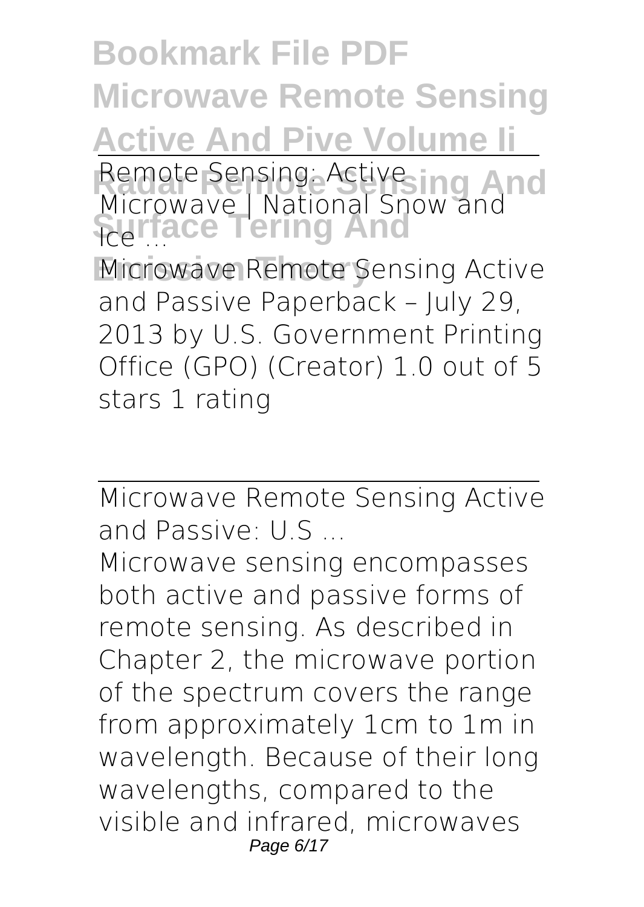Remote Sensing: Active Microwave | National Snow and Ice ...

Microwave Remote Sensing Active and Passive Paperback – July 29, 2013 by U.S. Government Printing Office (GPO) (Creator) 1.0 out of 5 stars 1 rating

---

Microwave Remote Sensing Active and Passive: U.S ...

Microwave sensing encompasses both active and passive forms of remote sensing. As described in Chapter 2, the microwave portion of the spectrum covers the range from approximately 1cm to 1m in wavelength. Because of their long wavelengths, compared to the visible and infrared, microwaves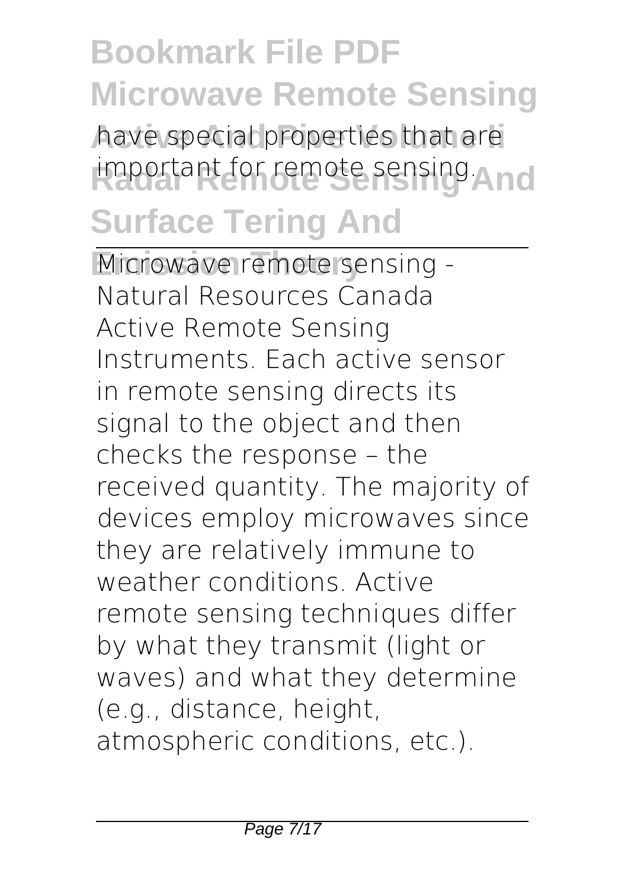have special properties that are important for remote sensing.

Microwave remote sensing - Natural Resources Canada

Active Remote Sensing Instruments. Each active sensor in remote sensing directs its signal to the object and then checks the response – the received quantity. The majority of devices employ microwaves since they are relatively immune to weather conditions. Active remote sensing techniques differ by what they transmit (light or waves) and what they determine (e.g., distance, height, atmospheric conditions, etc.).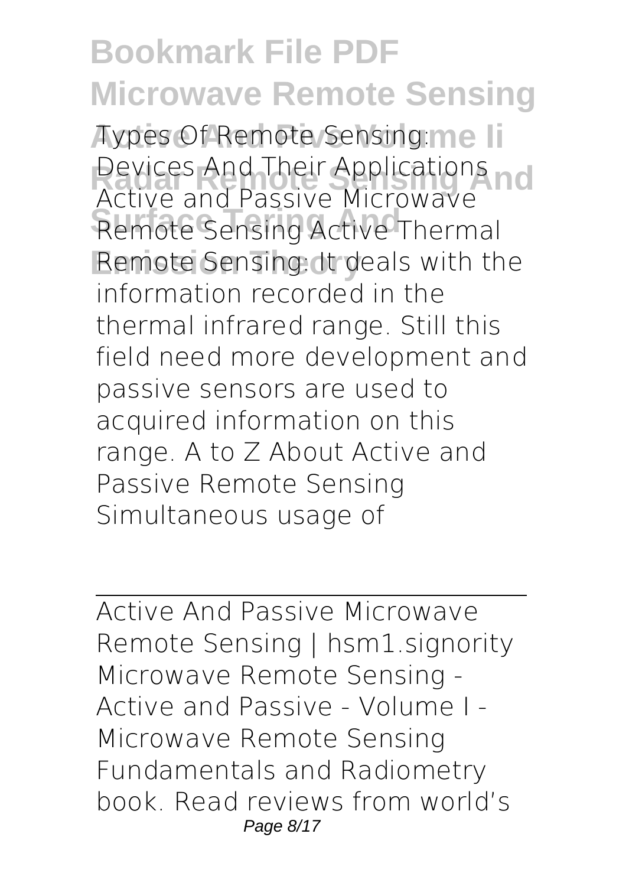Types Of Remote Sensing: Devices And Their Applications Active and Passive Microwave Remote Sensing Active Thermal Remote Sensing: It deals with the information recorded in the thermal infrared range. Still this field need more development and passive sensors are used to acquired information on this range. A to Z About Active and Passive Remote Sensing Simultaneous usage of

---

Active And Passive Microwave Remote Sensing | hsm1.signority

Microwave Remote Sensing - Active and Passive - Volume I - Microwave Remote Sensing Fundamentals and Radiometry book. Read reviews from world's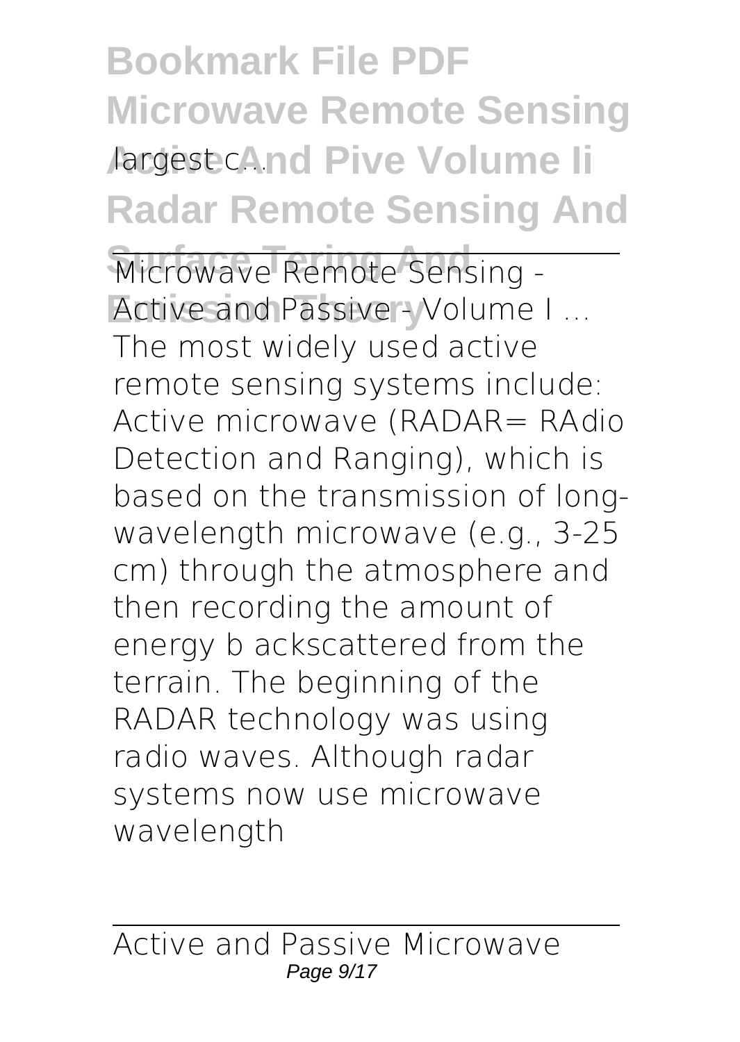largest c...

Microwave Remote Sensing - Active and Passive - Volume I ...

The most widely used active remote sensing systems include: Active microwave (RADAR= RAdio Detection and Ranging), which is based on the transmission of long-wavelength microwave (e.g., 3-25 cm) through the atmosphere and then recording the amount of energy b ackscattered from the terrain. The beginning of the RADAR technology was using radio waves. Although radar systems now use microwave wavelength

Active and Passive Microwave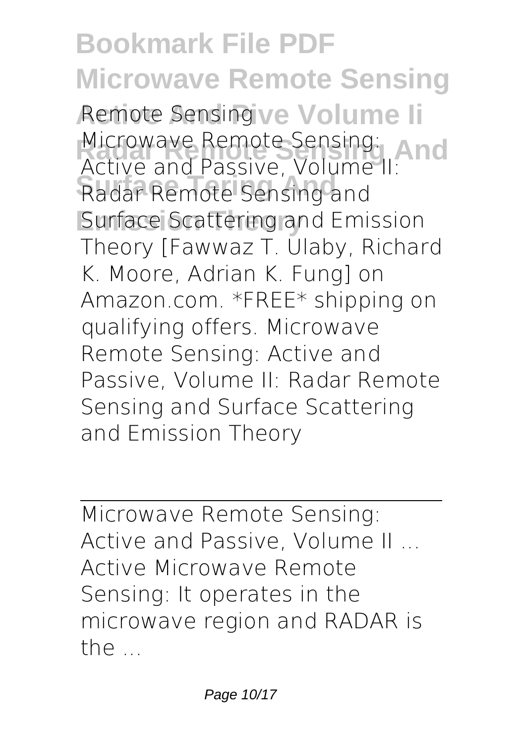Remote Sensing

Microwave Remote Sensing: Active and Passive, Volume II: Radar Remote Sensing and Surface Scattering and Emission Theory [Fawwaz T. Ulaby, Richard K. Moore, Adrian K. Fung] on Amazon.com. *FREE* shipping on qualifying offers. Microwave Remote Sensing: Active and Passive, Volume II: Radar Remote Sensing and Surface Scattering and Emission Theory

---

Microwave Remote Sensing: Active and Passive, Volume II ...

Active Microwave Remote Sensing: It operates in the microwave region and RADAR is the ...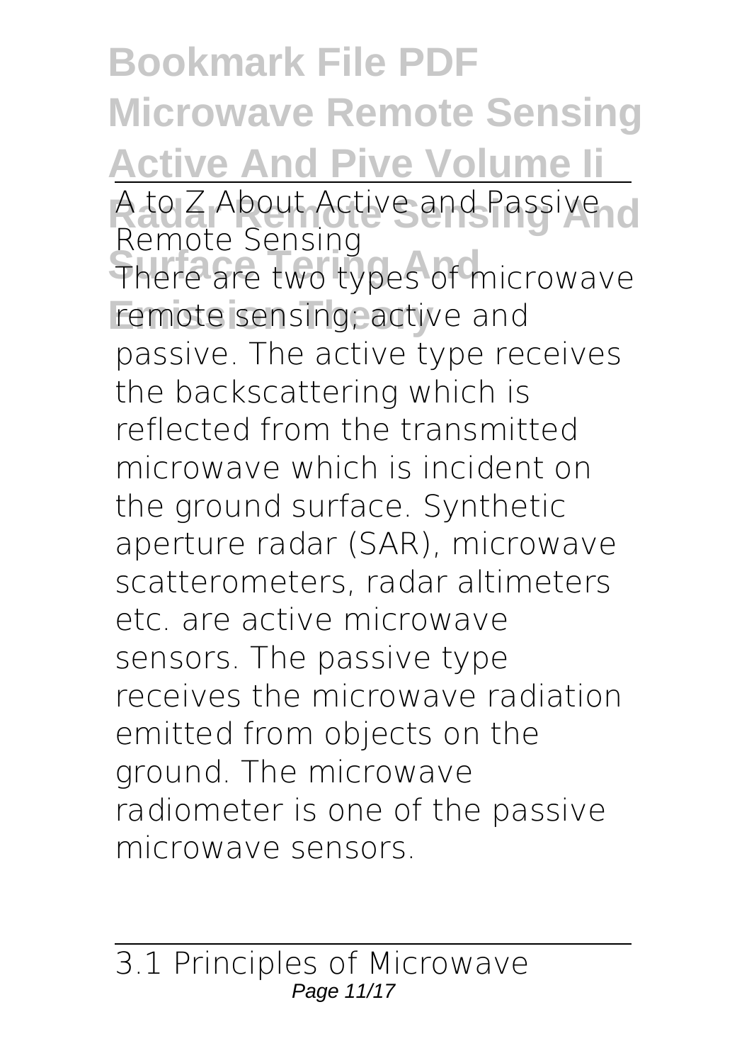A to Z About Active and Passive Remote Sensing

There are two types of microwave remote sensing; active and passive. The active type receives the backscattering which is reflected from the transmitted microwave which is incident on the ground surface. Synthetic aperture radar (SAR), microwave scatterometers, radar altimeters etc. are active microwave sensors. The passive type receives the microwave radiation emitted from objects on the ground. The microwave radiometer is one of the passive microwave sensors.

3.1 Principles of Microwave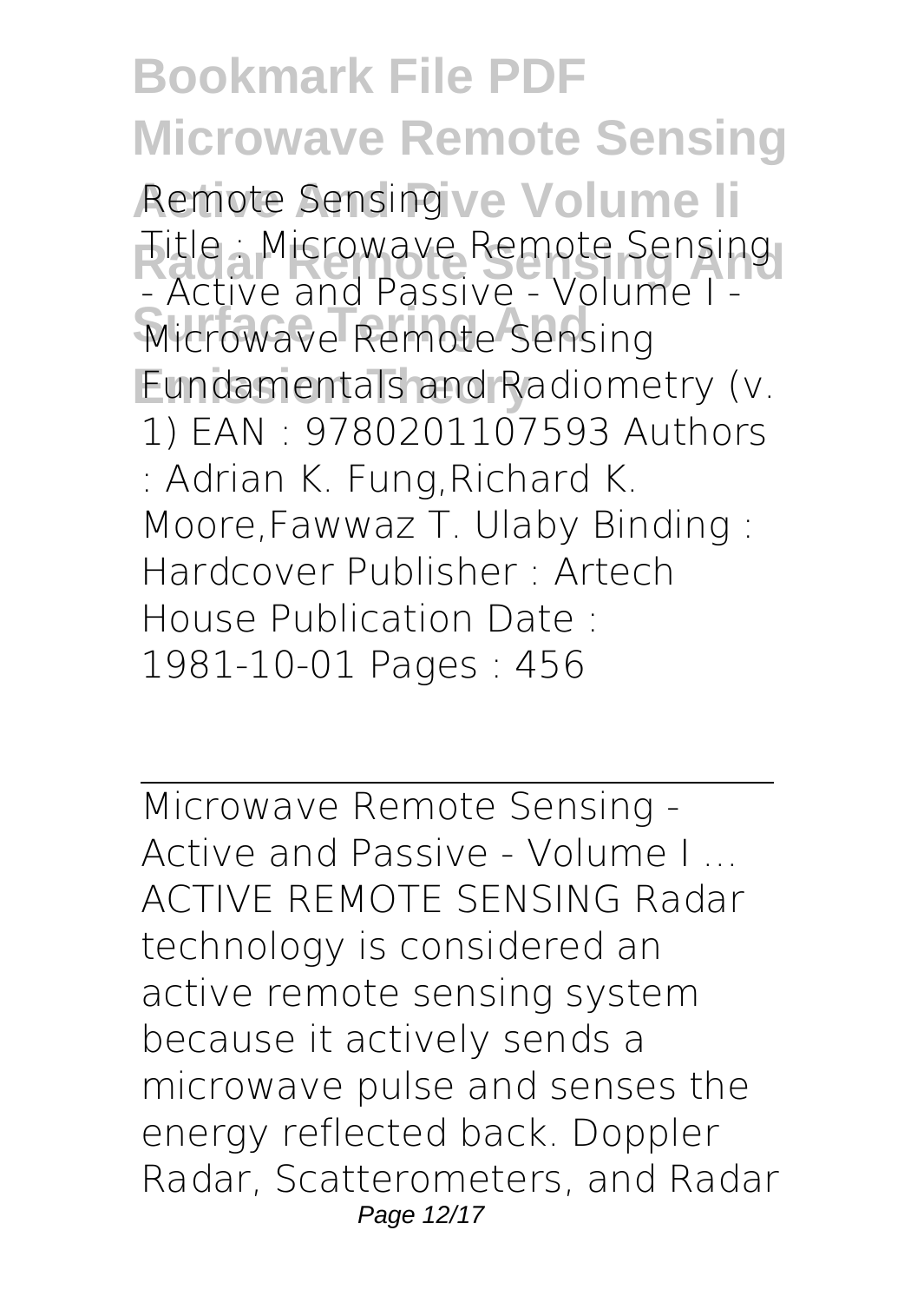Remote Sensing

Title : Microwave Remote Sensing - Active and Passive - Volume I - Microwave Remote Sensing Fundamentals and Radiometry (v. 1) EAN : 9780201107593 Authors : Adrian K. Fung,Richard K. Moore,Fawwaz T. Ulaby Binding : Hardcover Publisher : Artech House Publication Date : 1981-10-01 Pages : 456

---

Microwave Remote Sensing - Active and Passive - Volume I ...

ACTIVE REMOTE SENSING Radar technology is considered an active remote sensing system because it actively sends a microwave pulse and senses the energy reflected back. Doppler Radar, Scatterometers, and Radar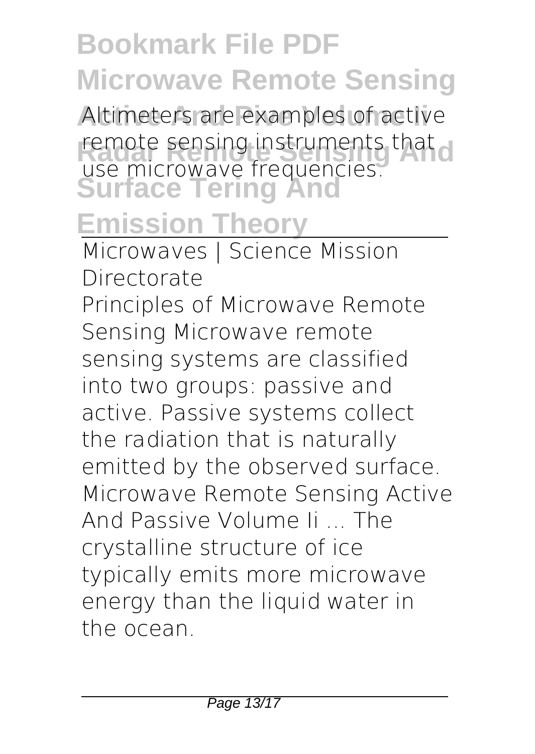Altimeters are examples of active remote sensing instruments that use microwave frequencies.

Microwaves | Science Mission Directorate

Principles of Microwave Remote Sensing Microwave remote sensing systems are classified into two groups: passive and active. Passive systems collect the radiation that is naturally emitted by the observed surface. Microwave Remote Sensing Active And Passive Volume Ii ... The crystalline structure of ice typically emits more microwave energy than the liquid water in the ocean.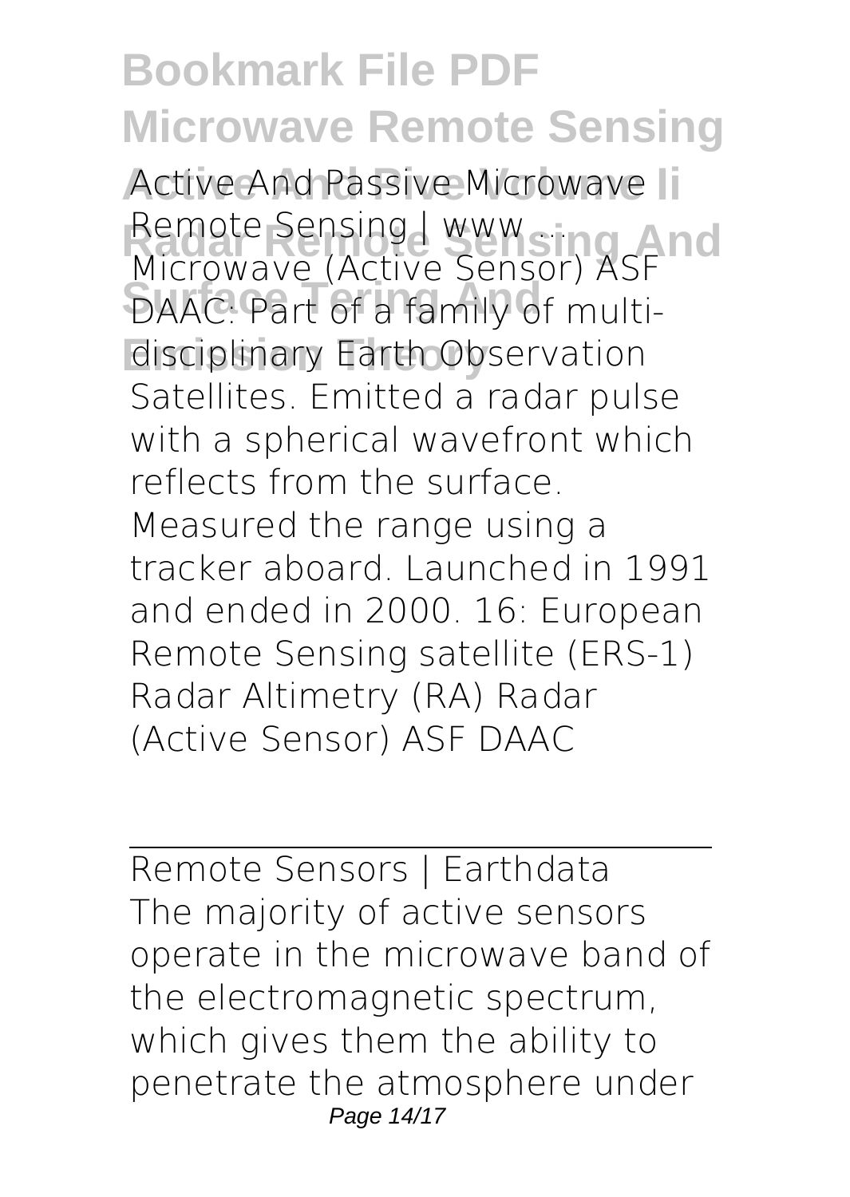Active And Passive Microwave Remote Sensing | www ... Microwave (Active Sensor) ASF DAAC: Part of a family of multi-disciplinary Earth Observation Satellites. Emitted a radar pulse with a spherical wavefront which reflects from the surface. Measured the range using a tracker aboard. Launched in 1991 and ended in 2000. 16: European Remote Sensing satellite (ERS-1) Radar Altimetry (RA) Radar (Active Sensor) ASF DAAC

---

Remote Sensors | Earthdata

The majority of active sensors operate in the microwave band of the electromagnetic spectrum, which gives them the ability to penetrate the atmosphere under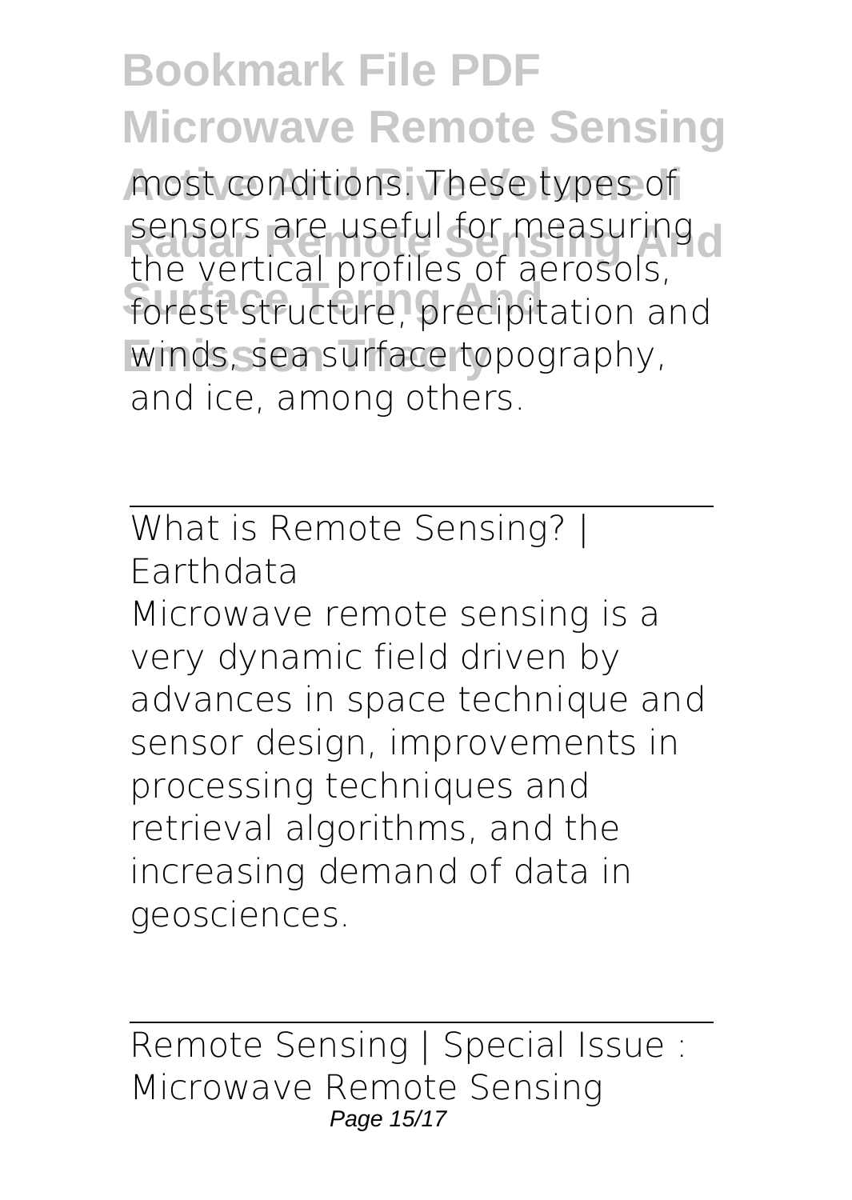most conditions. These types of sensors are useful for measuring the vertical profiles of aerosols, forest structure, precipitation and winds, sea surface topography, and ice, among others.

What is Remote Sensing? | Earthdata

Microwave remote sensing is a very dynamic field driven by advances in space technique and sensor design, improvements in processing techniques and retrieval algorithms, and the increasing demand of data in geosciences.

Remote Sensing | Special Issue : Microwave Remote Sensing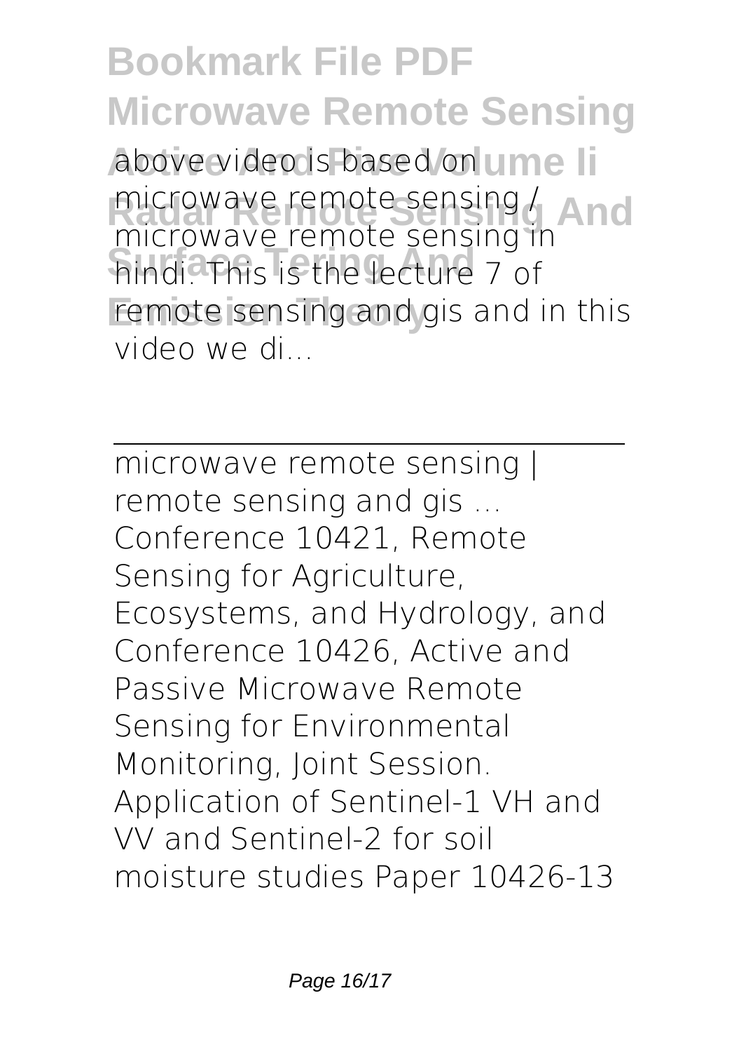above video is based on microwave remote sensing / microwave remote sensing in hindi. This is the lecture 7 of remote sensing and gis and in this video we di...

---

microwave remote sensing | remote sensing and gis ...

Conference 10421, Remote Sensing for Agriculture, Ecosystems, and Hydrology, and Conference 10426, Active and Passive Microwave Remote Sensing for Environmental Monitoring, Joint Session. Application of Sentinel-1 VH and VV and Sentinel-2 for soil moisture studies Paper 10426-13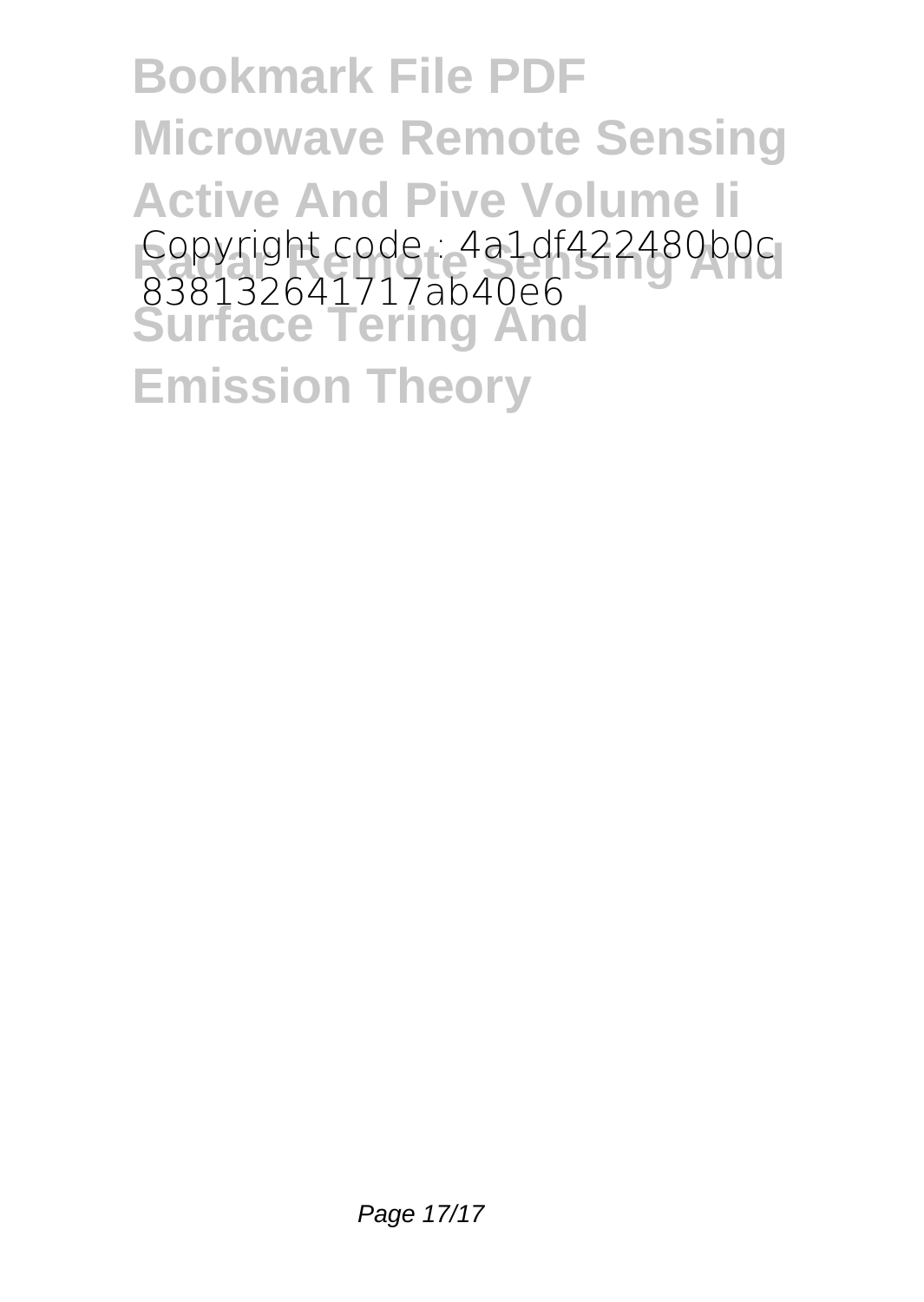Copyright code : 4a1df422480b0c838132641717ab40e6